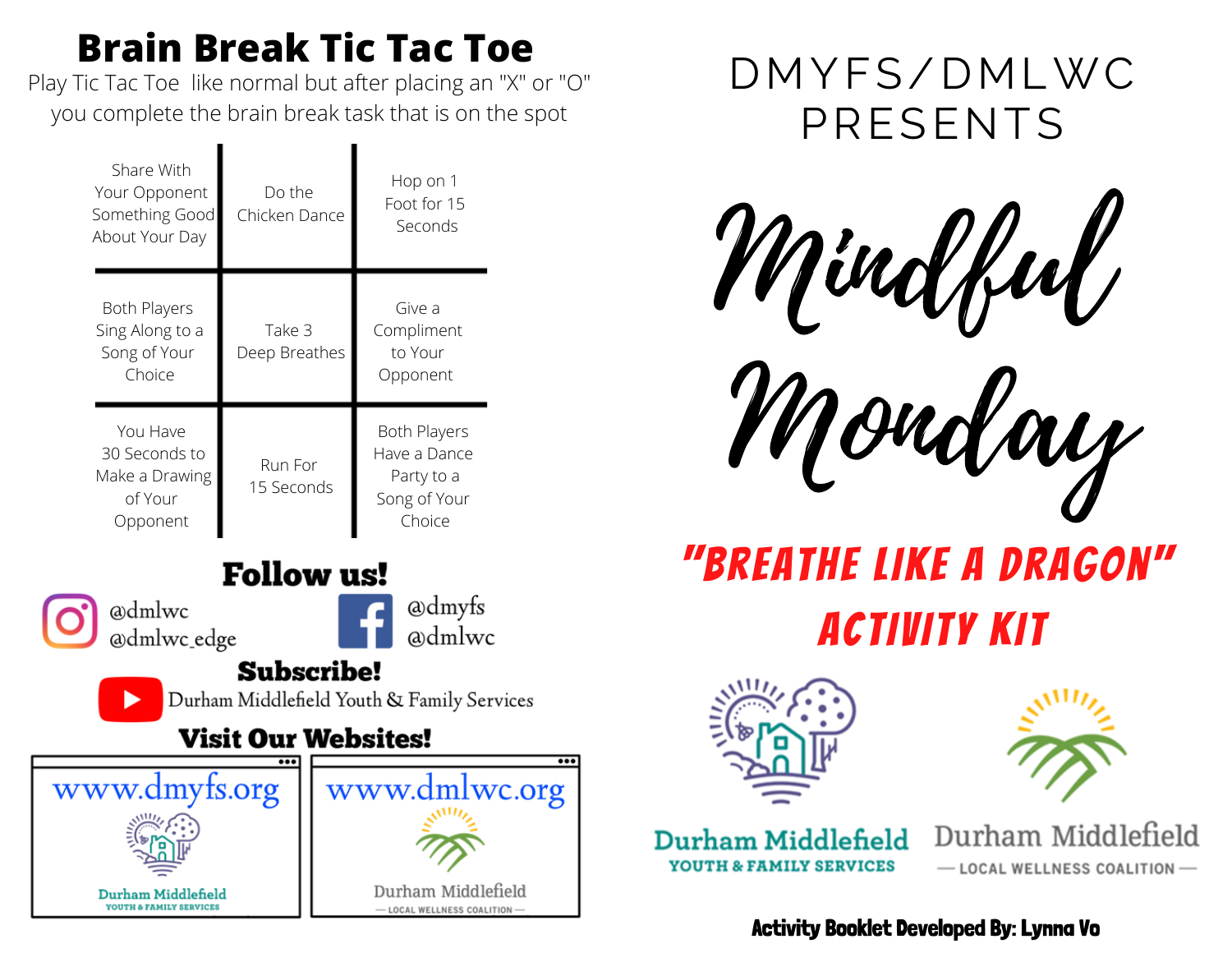# Brain Break Tic Tac Toe

Play Tic Tac Toe like normal but after placing an "X" or "O" you complete the brain break task that is on the spot

| | | |
|---|---|---|
| Share With Your Opponent Something Good About Your Day | Do the Chicken Dance | Hop on 1 Foot for 15 Seconds |
| Both Players Sing Along to a Song of Your Choice | Take 3 Deep Breathes | Give a Compliment to Your Opponent |
| You Have 30 Seconds to Make a Drawing of Your Opponent | Run For 15 Seconds | Both Players Have a Dance Party to a Song of Your Choice |

## Follow us!

Instagram: @dmlwc @dmlwc_edge

Facebook: @dmyfs @dmlwc

## Subscribe!

YouTube: Durham Middlefield Youth & Family Services

## Visit Our Websites!

www.dmyfs.org — Durham Middlefield Youth & Family Services

www.dmlwc.org — Durham Middlefield Local Wellness Coalition

DMYFS/DMLWC PRESENTS

# Mindful Monday

## "BREATHE LIKE A DRAGON" ACTIVITY KIT

Durham Middlefield Youth & Family Services

Durham Middlefield — Local Wellness Coalition —

**Activity Booklet Developed By: Lynna Vo**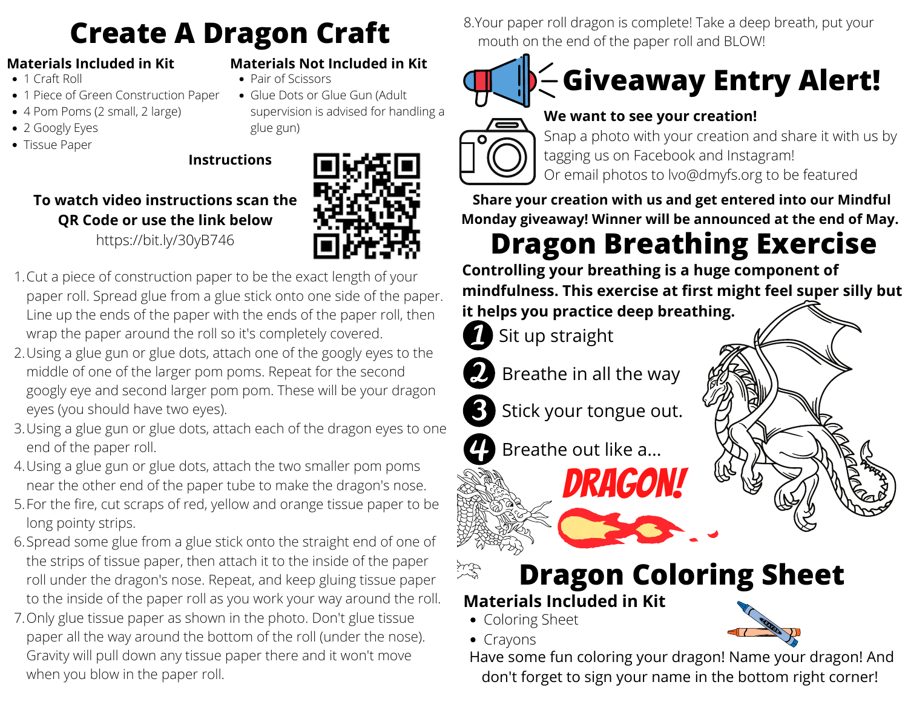# Create A Dragon Craft

**Materials Included in Kit**

- 1 Craft Roll
- 1 Piece of Green Construction Paper
- 4 Pom Poms (2 small, 2 large)
- 2 Googly Eyes
- Tissue Paper

**Materials Not Included in Kit**

- Pair of Scissors
- Glue Dots or Glue Gun (Adult supervision is advised for handling a glue gun)

**Instructions**

**To watch video instructions scan the QR Code or use the link below**

https://bit.ly/30yB746

1. Cut a piece of construction paper to be the exact length of your paper roll. Spread glue from a glue stick onto one side of the paper. Line up the ends of the paper with the ends of the paper roll, then wrap the paper around the roll so it's completely covered.
2. Using a glue gun or glue dots, attach one of the googly eyes to the middle of one of the larger pom poms. Repeat for the second googly eye and second larger pom pom. These will be your dragon eyes (you should have two eyes).
3. Using a glue gun or glue dots, attach each of the dragon eyes to one end of the paper roll.
4. Using a glue gun or glue dots, attach the two smaller pom poms near the other end of the paper tube to make the dragon's nose.
5. For the fire, cut scraps of red, yellow and orange tissue paper to be long pointy strips.
6. Spread some glue from a glue stick onto the straight end of one of the strips of tissue paper, then attach it to the inside of the paper roll under the dragon's nose. Repeat, and keep gluing tissue paper to the inside of the paper roll as you work your way around the roll.
7. Only glue tissue paper as shown in the photo. Don't glue tissue paper all the way around the bottom of the roll (under the nose). Gravity will pull down any tissue paper there and it won't move when you blow in the paper roll.
8. Your paper roll dragon is complete! Take a deep breath, put your mouth on the end of the paper roll and BLOW!

# Giveaway Entry Alert!

**We want to see your creation!**

Snap a photo with your creation and share it with us by tagging us on Facebook and Instagram!
Or email photos to lvo@dmyfs.org to be featured

**Share your creation with us and get entered into our Mindful Monday giveaway! Winner will be announced at the end of May.**

# Dragon Breathing Exercise

**Controlling your breathing is a huge component of mindfulness. This exercise at first might feel super silly but it helps you practice deep breathing.**

1. Sit up straight
2. Breathe in all the way
3. Stick your tongue out.
4. Breathe out like a...

DRAGON!

# Dragon Coloring Sheet

**Materials Included in Kit**

- Coloring Sheet
- Crayons

Have some fun coloring your dragon! Name your dragon! And don't forget to sign your name in the bottom right corner!